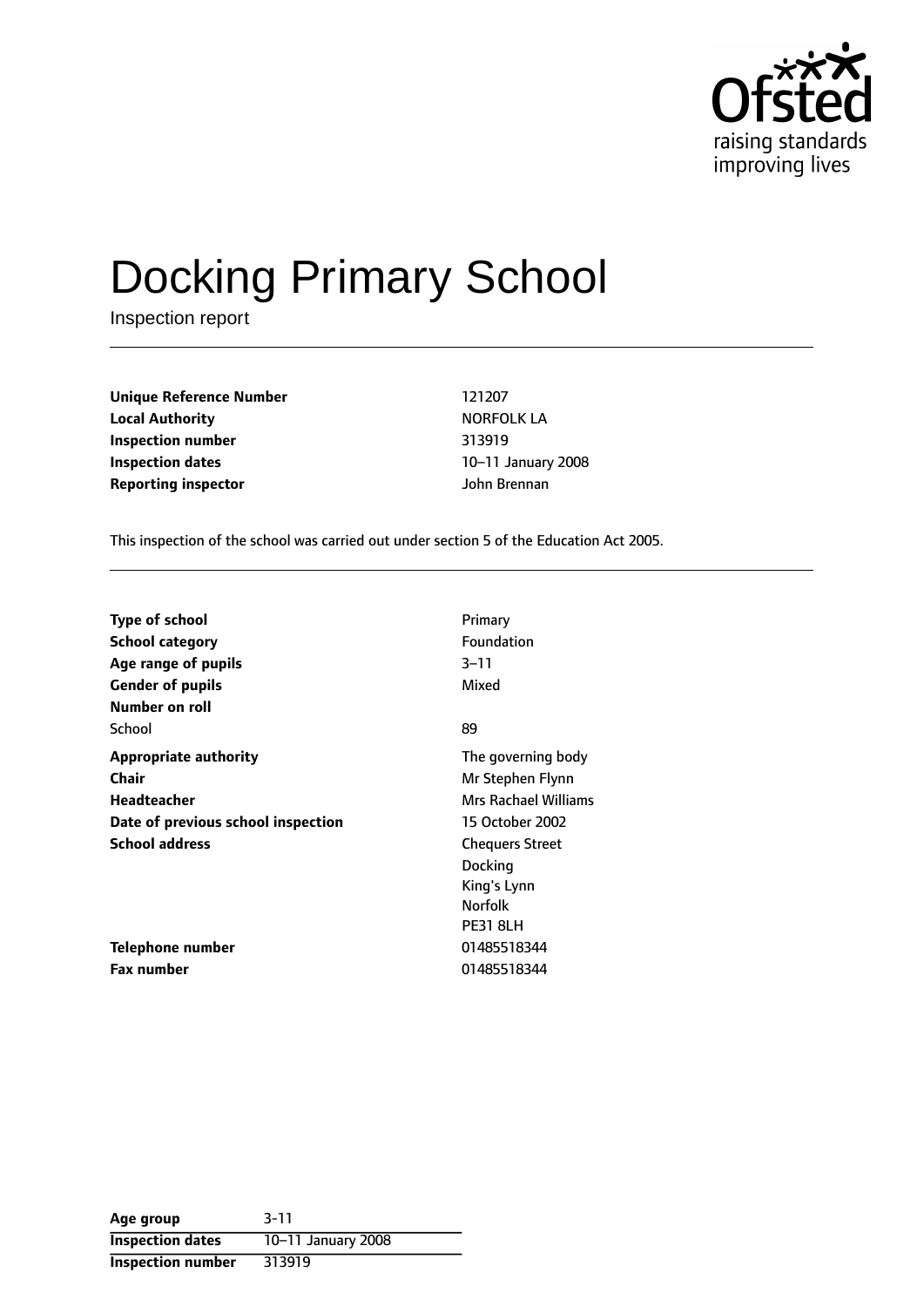# Docking Primary School

Inspection report

| | |
|---|---|
| **Unique Reference Number** | 121207 |
| **Local Authority** | NORFOLK LA |
| **Inspection number** | 313919 |
| **Inspection dates** | 10–11 January 2008 |
| **Reporting inspector** | John Brennan |

This inspection of the school was carried out under section 5 of the Education Act 2005.

| | |
|---|---|
| **Type of school** | Primary |
| **School category** | Foundation |
| **Age range of pupils** | 3–11 |
| **Gender of pupils** | Mixed |
| **Number on roll** | |
| School | 89 |
| **Appropriate authority** | The governing body |
| **Chair** | Mr Stephen Flynn |
| **Headteacher** | Mrs Rachael Williams |
| **Date of previous school inspection** | 15 October 2002 |
| **School address** | Chequers Street<br>Docking<br>King's Lynn<br>Norfolk<br>PE31 8LH |
| **Telephone number** | 01485518344 |
| **Fax number** | 01485518344 |

| | |
|---|---|
| **Age group** | 3-11 |
| **Inspection dates** | 10–11 January 2008 |
| **Inspection number** | 313919 |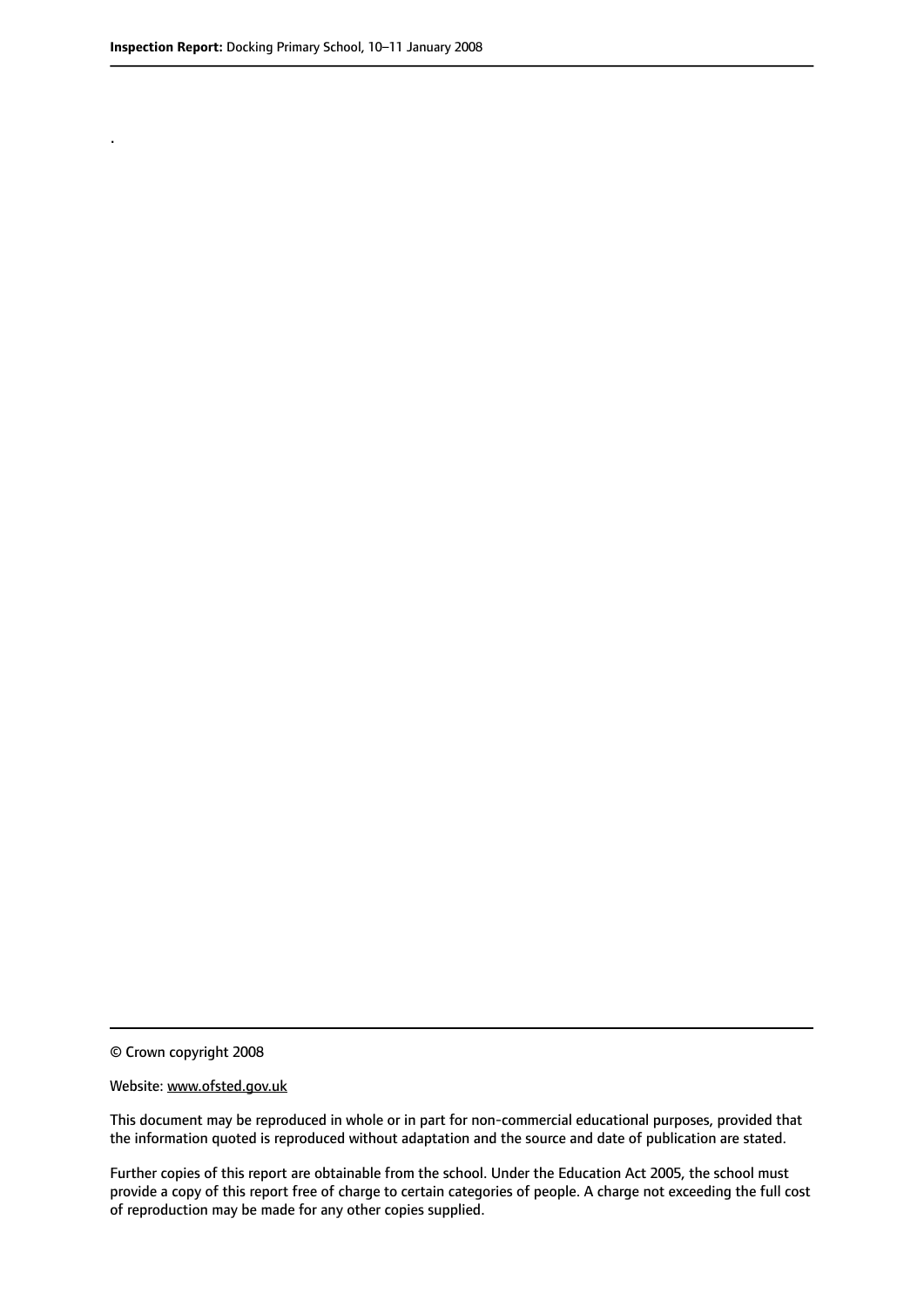.

© Crown copyright 2008

Website: www.ofsted.gov.uk

This document may be reproduced in whole or in part for non-commercial educational purposes, provided that the information quoted is reproduced without adaptation and the source and date of publication are stated.

Further copies of this report are obtainable from the school. Under the Education Act 2005, the school must provide a copy of this report free of charge to certain categories of people. A charge not exceeding the full cost of reproduction may be made for any other copies supplied.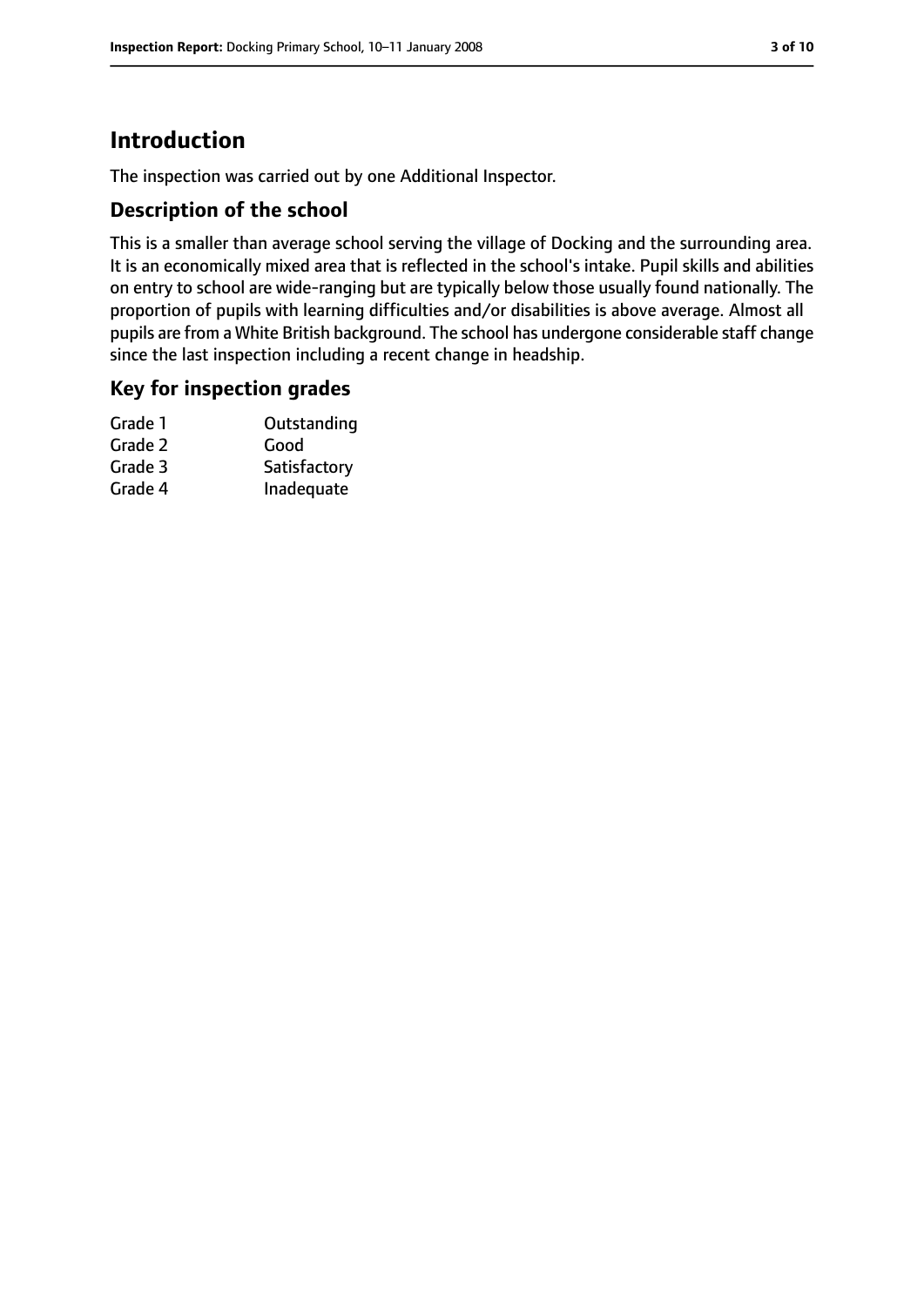# Introduction

The inspection was carried out by one Additional Inspector.

## Description of the school

This is a smaller than average school serving the village of Docking and the surrounding area. It is an economically mixed area that is reflected in the school's intake. Pupil skills and abilities on entry to school are wide-ranging but are typically below those usually found nationally. The proportion of pupils with learning difficulties and/or disabilities is above average. Almost all pupils are from a White British background. The school has undergone considerable staff change since the last inspection including a recent change in headship.

## Key for inspection grades

| | |
|---|---|
| Grade 1 | Outstanding |
| Grade 2 | Good |
| Grade 3 | Satisfactory |
| Grade 4 | Inadequate |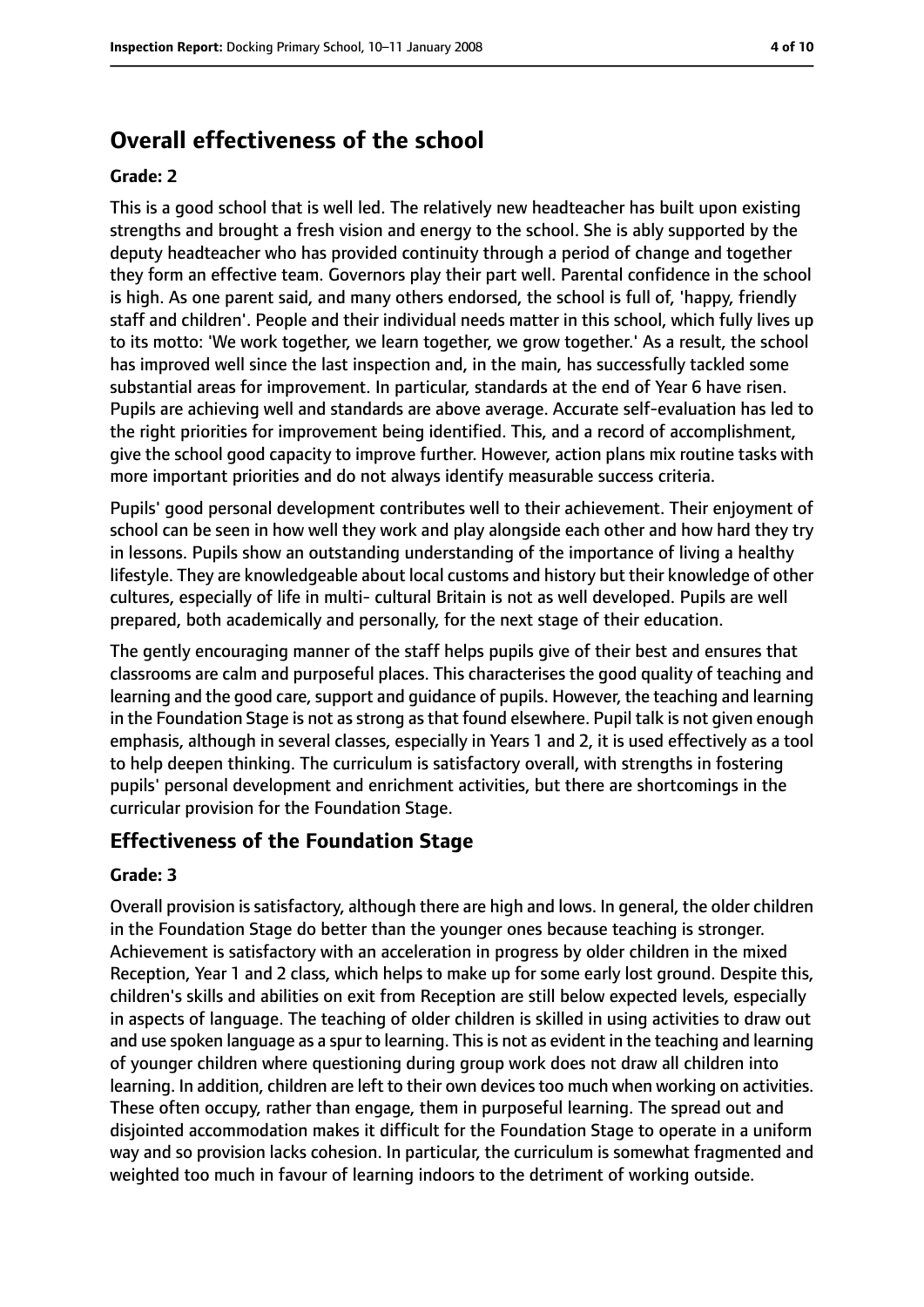## Overall effectiveness of the school

### Grade: 2

This is a good school that is well led. The relatively new headteacher has built upon existing strengths and brought a fresh vision and energy to the school. She is ably supported by the deputy headteacher who has provided continuity through a period of change and together they form an effective team. Governors play their part well. Parental confidence in the school is high. As one parent said, and many others endorsed, the school is full of, 'happy, friendly staff and children'. People and their individual needs matter in this school, which fully lives up to its motto: 'We work together, we learn together, we grow together.' As a result, the school has improved well since the last inspection and, in the main, has successfully tackled some substantial areas for improvement. In particular, standards at the end of Year 6 have risen. Pupils are achieving well and standards are above average. Accurate self-evaluation has led to the right priorities for improvement being identified. This, and a record of accomplishment, give the school good capacity to improve further. However, action plans mix routine tasks with more important priorities and do not always identify measurable success criteria.

Pupils' good personal development contributes well to their achievement. Their enjoyment of school can be seen in how well they work and play alongside each other and how hard they try in lessons. Pupils show an outstanding understanding of the importance of living a healthy lifestyle. They are knowledgeable about local customs and history but their knowledge of other cultures, especially of life in multi- cultural Britain is not as well developed. Pupils are well prepared, both academically and personally, for the next stage of their education.

The gently encouraging manner of the staff helps pupils give of their best and ensures that classrooms are calm and purposeful places. This characterises the good quality of teaching and learning and the good care, support and guidance of pupils. However, the teaching and learning in the Foundation Stage is not as strong as that found elsewhere. Pupil talk is not given enough emphasis, although in several classes, especially in Years 1 and 2, it is used effectively as a tool to help deepen thinking. The curriculum is satisfactory overall, with strengths in fostering pupils' personal development and enrichment activities, but there are shortcomings in the curricular provision for the Foundation Stage.

## Effectiveness of the Foundation Stage

### Grade: 3

Overall provision is satisfactory, although there are high and lows. In general, the older children in the Foundation Stage do better than the younger ones because teaching is stronger. Achievement is satisfactory with an acceleration in progress by older children in the mixed Reception, Year 1 and 2 class, which helps to make up for some early lost ground. Despite this, children's skills and abilities on exit from Reception are still below expected levels, especially in aspects of language. The teaching of older children is skilled in using activities to draw out and use spoken language as a spur to learning. This is not as evident in the teaching and learning of younger children where questioning during group work does not draw all children into learning. In addition, children are left to their own devices too much when working on activities. These often occupy, rather than engage, them in purposeful learning. The spread out and disjointed accommodation makes it difficult for the Foundation Stage to operate in a uniform way and so provision lacks cohesion. In particular, the curriculum is somewhat fragmented and weighted too much in favour of learning indoors to the detriment of working outside.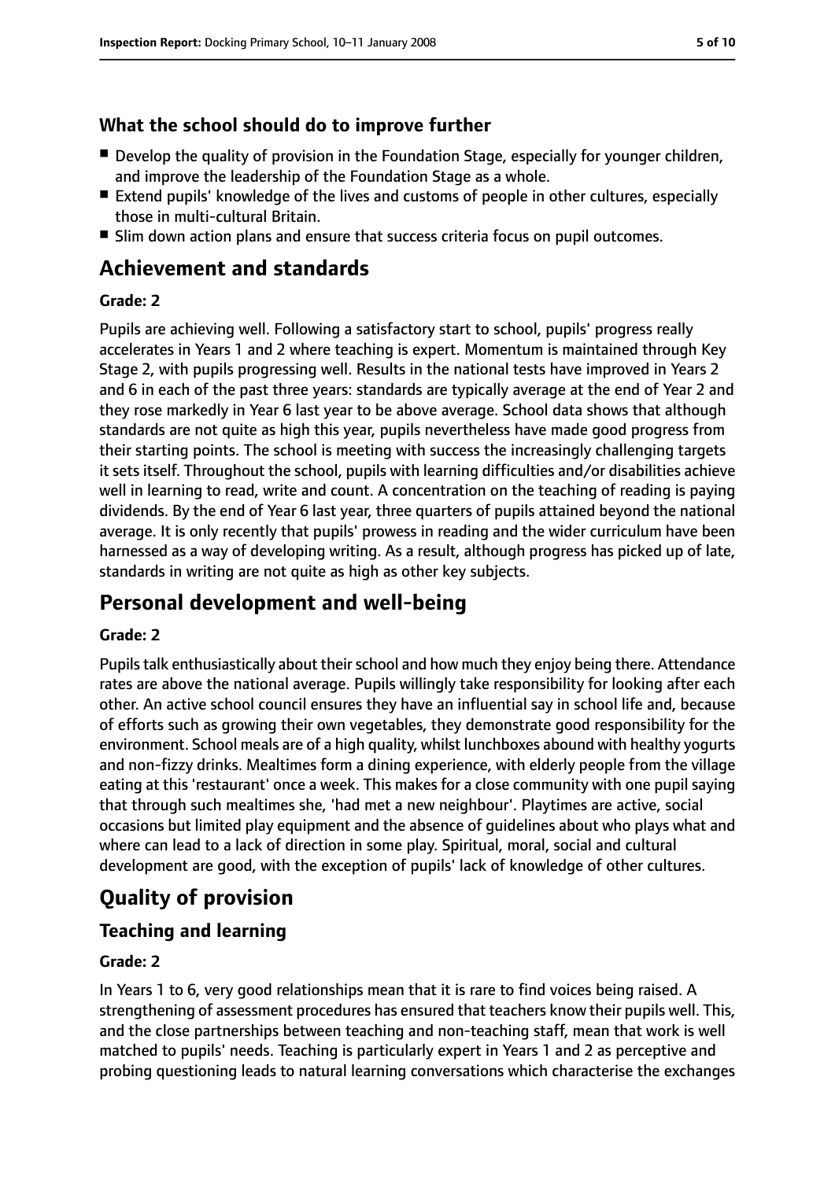### What the school should do to improve further

- Develop the quality of provision in the Foundation Stage, especially for younger children, and improve the leadership of the Foundation Stage as a whole.
- Extend pupils' knowledge of the lives and customs of people in other cultures, especially those in multi-cultural Britain.
- Slim down action plans and ensure that success criteria focus on pupil outcomes.

## Achievement and standards

#### Grade: 2

Pupils are achieving well. Following a satisfactory start to school, pupils' progress really accelerates in Years 1 and 2 where teaching is expert. Momentum is maintained through Key Stage 2, with pupils progressing well. Results in the national tests have improved in Years 2 and 6 in each of the past three years: standards are typically average at the end of Year 2 and they rose markedly in Year 6 last year to be above average. School data shows that although standards are not quite as high this year, pupils nevertheless have made good progress from their starting points. The school is meeting with success the increasingly challenging targets it sets itself. Throughout the school, pupils with learning difficulties and/or disabilities achieve well in learning to read, write and count. A concentration on the teaching of reading is paying dividends. By the end of Year 6 last year, three quarters of pupils attained beyond the national average. It is only recently that pupils' prowess in reading and the wider curriculum have been harnessed as a way of developing writing. As a result, although progress has picked up of late, standards in writing are not quite as high as other key subjects.

## Personal development and well-being

#### Grade: 2

Pupils talk enthusiastically about their school and how much they enjoy being there. Attendance rates are above the national average. Pupils willingly take responsibility for looking after each other. An active school council ensures they have an influential say in school life and, because of efforts such as growing their own vegetables, they demonstrate good responsibility for the environment. School meals are of a high quality, whilst lunchboxes abound with healthy yogurts and non-fizzy drinks. Mealtimes form a dining experience, with elderly people from the village eating at this 'restaurant' once a week. This makes for a close community with one pupil saying that through such mealtimes she, 'had met a new neighbour'. Playtimes are active, social occasions but limited play equipment and the absence of guidelines about who plays what and where can lead to a lack of direction in some play. Spiritual, moral, social and cultural development are good, with the exception of pupils' lack of knowledge of other cultures.

## Quality of provision

### Teaching and learning

#### Grade: 2

In Years 1 to 6, very good relationships mean that it is rare to find voices being raised. A strengthening of assessment procedures has ensured that teachers know their pupils well. This, and the close partnerships between teaching and non-teaching staff, mean that work is well matched to pupils' needs. Teaching is particularly expert in Years 1 and 2 as perceptive and probing questioning leads to natural learning conversations which characterise the exchanges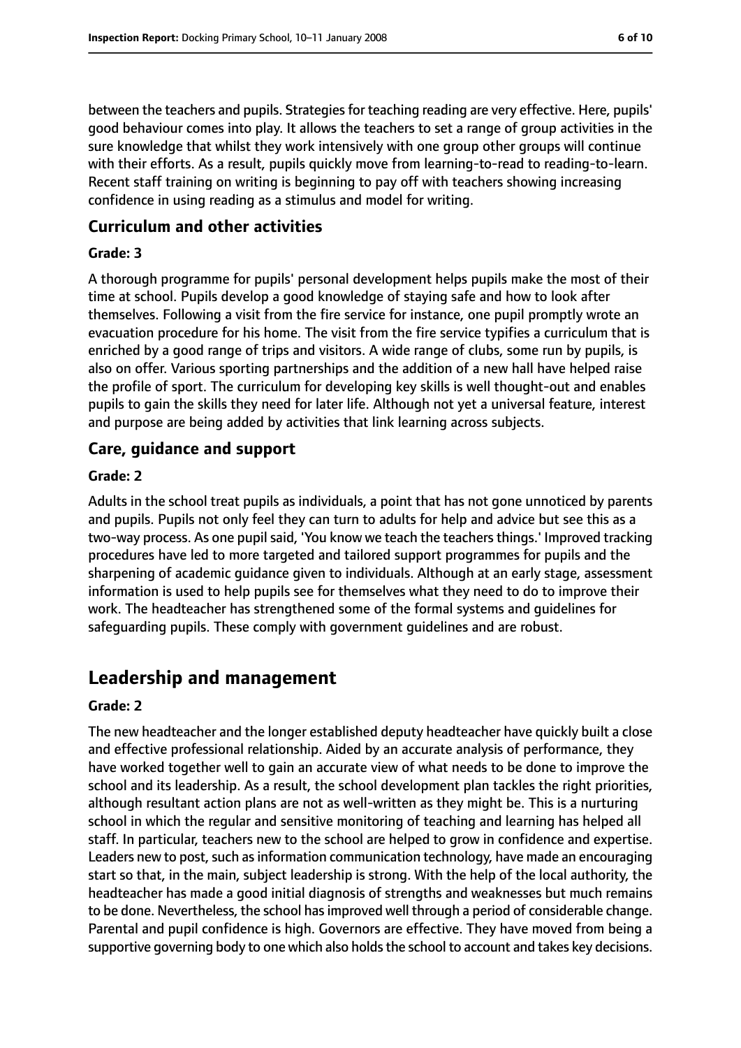between the teachers and pupils. Strategies for teaching reading are very effective. Here, pupils' good behaviour comes into play. It allows the teachers to set a range of group activities in the sure knowledge that whilst they work intensively with one group other groups will continue with their efforts. As a result, pupils quickly move from learning-to-read to reading-to-learn. Recent staff training on writing is beginning to pay off with teachers showing increasing confidence in using reading as a stimulus and model for writing.

### Curriculum and other activities

#### Grade: 3

A thorough programme for pupils' personal development helps pupils make the most of their time at school. Pupils develop a good knowledge of staying safe and how to look after themselves. Following a visit from the fire service for instance, one pupil promptly wrote an evacuation procedure for his home. The visit from the fire service typifies a curriculum that is enriched by a good range of trips and visitors. A wide range of clubs, some run by pupils, is also on offer. Various sporting partnerships and the addition of a new hall have helped raise the profile of sport. The curriculum for developing key skills is well thought-out and enables pupils to gain the skills they need for later life. Although not yet a universal feature, interest and purpose are being added by activities that link learning across subjects.

### Care, guidance and support

#### Grade: 2

Adults in the school treat pupils as individuals, a point that has not gone unnoticed by parents and pupils. Pupils not only feel they can turn to adults for help and advice but see this as a two-way process. As one pupil said, 'You know we teach the teachers things.' Improved tracking procedures have led to more targeted and tailored support programmes for pupils and the sharpening of academic guidance given to individuals. Although at an early stage, assessment information is used to help pupils see for themselves what they need to do to improve their work. The headteacher has strengthened some of the formal systems and guidelines for safeguarding pupils. These comply with government guidelines and are robust.

## Leadership and management

#### Grade: 2

The new headteacher and the longer established deputy headteacher have quickly built a close and effective professional relationship. Aided by an accurate analysis of performance, they have worked together well to gain an accurate view of what needs to be done to improve the school and its leadership. As a result, the school development plan tackles the right priorities, although resultant action plans are not as well-written as they might be. This is a nurturing school in which the regular and sensitive monitoring of teaching and learning has helped all staff. In particular, teachers new to the school are helped to grow in confidence and expertise. Leaders new to post, such as information communication technology, have made an encouraging start so that, in the main, subject leadership is strong. With the help of the local authority, the headteacher has made a good initial diagnosis of strengths and weaknesses but much remains to be done. Nevertheless, the school has improved well through a period of considerable change. Parental and pupil confidence is high. Governors are effective. They have moved from being a supportive governing body to one which also holds the school to account and takes key decisions.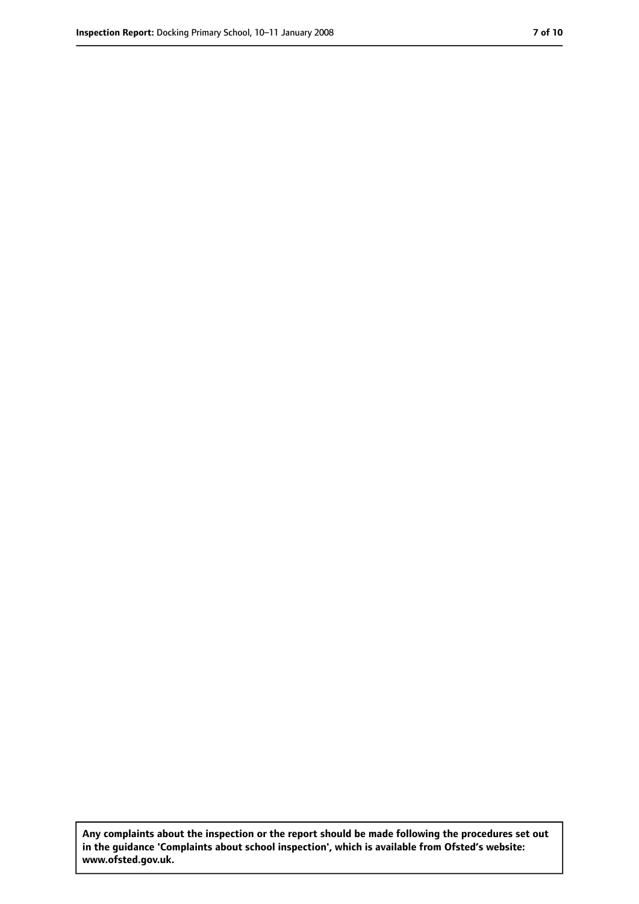**Any complaints about the inspection or the report should be made following the procedures set out in the guidance 'Complaints about school inspection', which is available from Ofsted's website: www.ofsted.gov.uk.**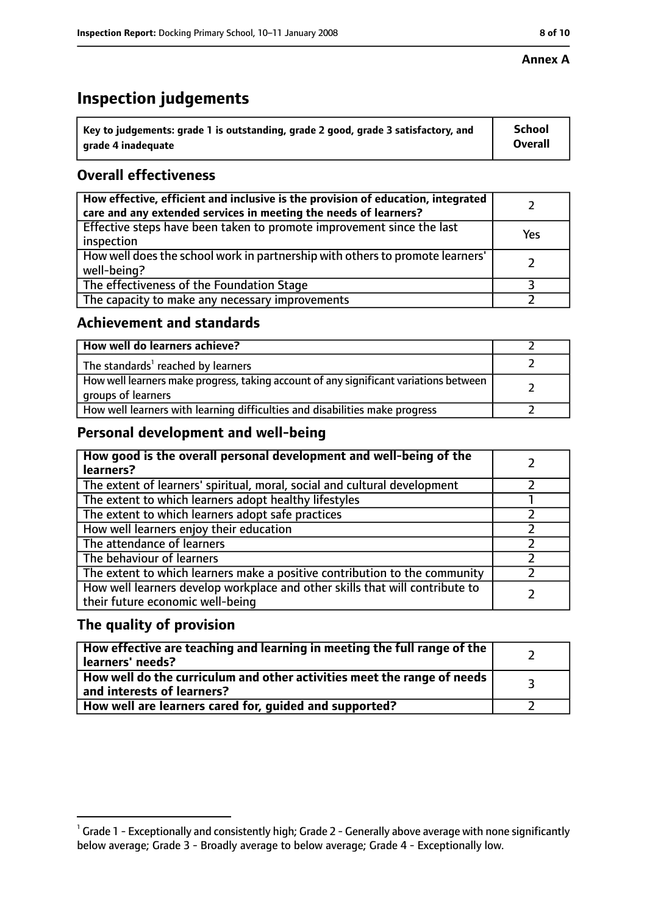**Annex A**

# Inspection judgements

| Key to judgements: grade 1 is outstanding, grade 2 good, grade 3 satisfactory, and grade 4 inadequate | School Overall |
|---|---|

## Overall effectiveness

| | |
|---|---|
| How effective, efficient and inclusive is the provision of education, integrated care and any extended services in meeting the needs of learners? | 2 |
| Effective steps have been taken to promote improvement since the last inspection | Yes |
| How well does the school work in partnership with others to promote learners' well-being? | 2 |
| The effectiveness of the Foundation Stage | 3 |
| The capacity to make any necessary improvements | 2 |

## Achievement and standards

| | |
|---|---|
| How well do learners achieve? | 2 |
| The standards[1] reached by learners | 2 |
| How well learners make progress, taking account of any significant variations between groups of learners | 2 |
| How well learners with learning difficulties and disabilities make progress | 2 |

## Personal development and well-being

| | |
|---|---|
| How good is the overall personal development and well-being of the learners? | 2 |
| The extent of learners' spiritual, moral, social and cultural development | 2 |
| The extent to which learners adopt healthy lifestyles | 1 |
| The extent to which learners adopt safe practices | 2 |
| How well learners enjoy their education | 2 |
| The attendance of learners | 2 |
| The behaviour of learners | 2 |
| The extent to which learners make a positive contribution to the community | 2 |
| How well learners develop workplace and other skills that will contribute to their future economic well-being | 2 |

## The quality of provision

| | |
|---|---|
| How effective are teaching and learning in meeting the full range of the learners' needs? | 2 |
| How well do the curriculum and other activities meet the range of needs and interests of learners? | 3 |
| How well are learners cared for, guided and supported? | 2 |

[1] Grade 1 - Exceptionally and consistently high; Grade 2 - Generally above average with none significantly below average; Grade 3 - Broadly average to below average; Grade 4 - Exceptionally low.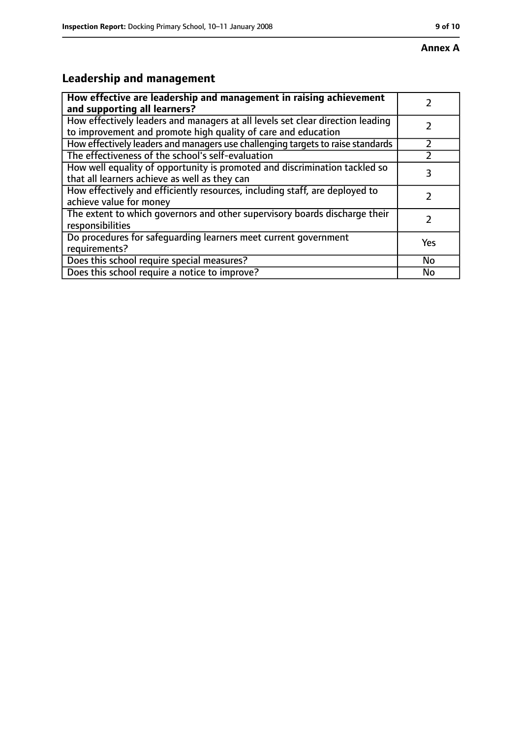**Annex A**

## Leadership and management

| How effective are leadership and management in raising achievement and supporting all learners? | 2 |
| --- | --- |
| How effectively leaders and managers at all levels set clear direction leading to improvement and promote high quality of care and education | 2 |
| How effectively leaders and managers use challenging targets to raise standards | 2 |
| The effectiveness of the school's self-evaluation | 2 |
| How well equality of opportunity is promoted and discrimination tackled so that all learners achieve as well as they can | 3 |
| How effectively and efficiently resources, including staff, are deployed to achieve value for money | 2 |
| The extent to which governors and other supervisory boards discharge their responsibilities | 2 |
| Do procedures for safeguarding learners meet current government requirements? | Yes |
| Does this school require special measures? | No |
| Does this school require a notice to improve? | No |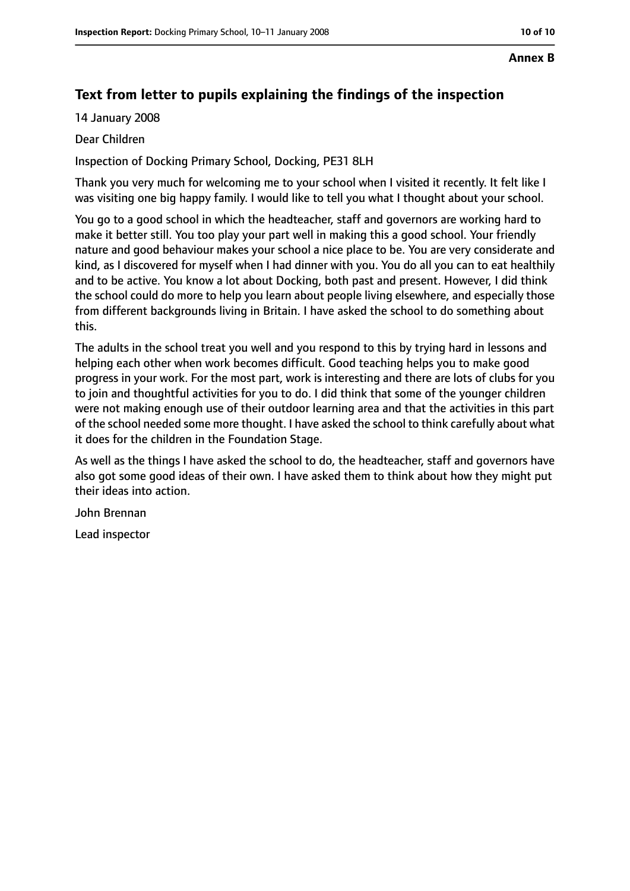**Annex B**

## Text from letter to pupils explaining the findings of the inspection

14 January 2008

Dear Children

Inspection of Docking Primary School, Docking, PE31 8LH

Thank you very much for welcoming me to your school when I visited it recently. It felt like I was visiting one big happy family. I would like to tell you what I thought about your school.

You go to a good school in which the headteacher, staff and governors are working hard to make it better still. You too play your part well in making this a good school. Your friendly nature and good behaviour makes your school a nice place to be. You are very considerate and kind, as I discovered for myself when I had dinner with you. You do all you can to eat healthily and to be active. You know a lot about Docking, both past and present. However, I did think the school could do more to help you learn about people living elsewhere, and especially those from different backgrounds living in Britain. I have asked the school to do something about this.

The adults in the school treat you well and you respond to this by trying hard in lessons and helping each other when work becomes difficult. Good teaching helps you to make good progress in your work. For the most part, work is interesting and there are lots of clubs for you to join and thoughtful activities for you to do. I did think that some of the younger children were not making enough use of their outdoor learning area and that the activities in this part of the school needed some more thought. I have asked the school to think carefully about what it does for the children in the Foundation Stage.

As well as the things I have asked the school to do, the headteacher, staff and governors have also got some good ideas of their own. I have asked them to think about how they might put their ideas into action.

John Brennan

Lead inspector